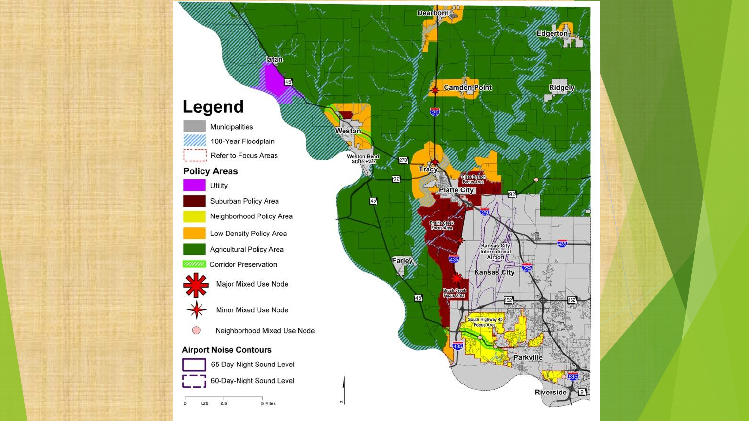# Legend

- Municipalities
- 100-Year Floodplain
- Refer to Focus Areas

## Policy Areas

- Utility
- Suburban Policy Area
- Neighborhood Policy Area
- Low Density Policy Area
- Agricultural Policy Area
- Corridor Preservation
- Major Mixed Use Node
- Minor Mixed Use Node
- Neighborhood Mixed Use Node

## Airport Noise Contours

- 65 Day-Night Sound Level
- 60-Day-Night Sound Level

0 1.25 2.5 5 Miles

Dearborn, Edgerton, Iatan, Camden Point, Ridgely, Weston, Weston Bend State Park, Tracy, Clear Branch Focus Area, Platte City, Prairie Creek Focus Area, Kansas City International Airport, Farley, Kansas City, Brush Creek Focus Area, South Highway 45 Focus Area, Parkville, Riverside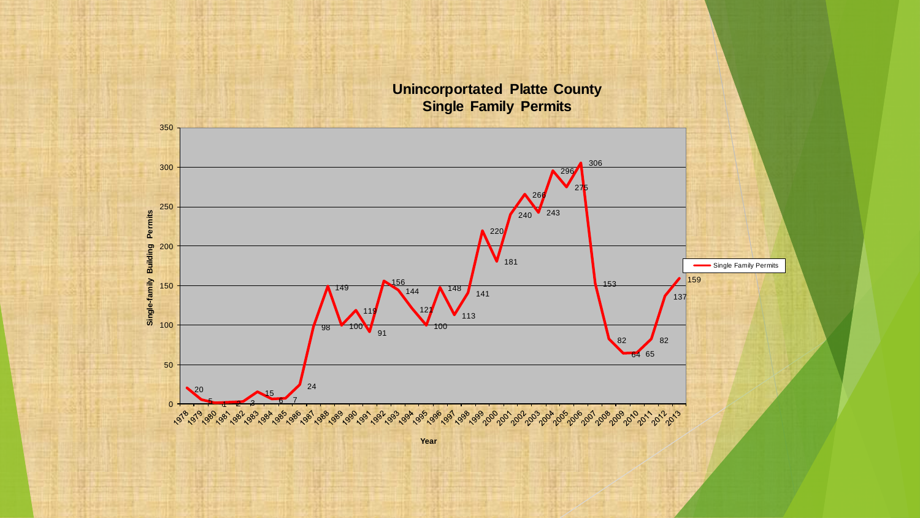## Unincorporatated Platte County
## Single Family Permits

| Year | Single Family Permits |
| --- | --- |
| 1978 | 20 |
| 1979 | 5 |
| 1980 | 1 |
| 1981 | 2 |
| 1982 | 3 |
| 1983 | 15 |
| 1984 | 6 |
| 1985 | 7 |
| 1986 | 24 |
| 1987 | 98 |
| 1988 | 149 |
| 1989 | 100 |
| 1990 | 119 |
| 1991 | 91 |
| 1992 | 156 |
| 1993 | 144 |
| 1994 | 121 |
| 1995 | 100 |
| 1996 | 148 |
| 1997 | 113 |
| 1998 | 141 |
| 1999 | 220 |
| 2000 | 181 |
| 2001 | 240 |
| 2002 | 266 |
| 2003 | 243 |
| 2004 | 296 |
| 2005 | 275 |
| 2006 | 306 |
| 2007 | 153 |
| 2008 | 82 |
| 2009 | 64 |
| 2010 | 65 |
| 2011 | 82 |
| 2012 | 137 |
| 2013 | 159 |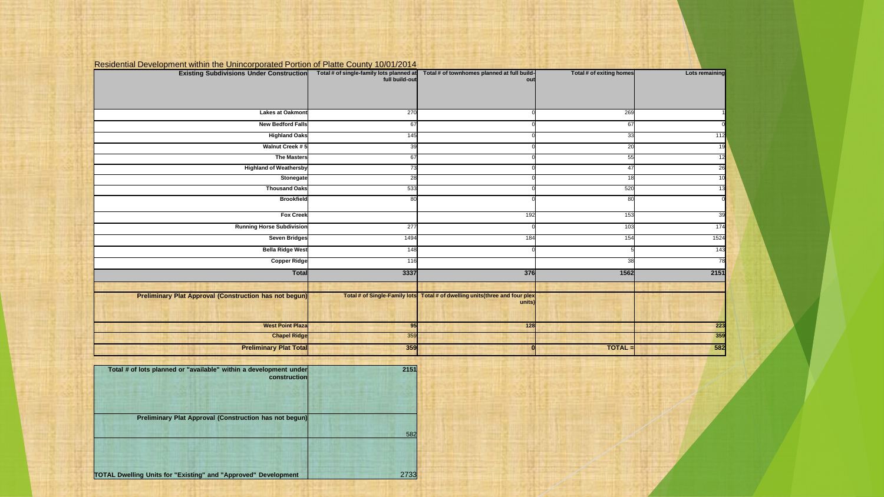Residential Development within the Unincorporated Portion of Platte County 10/01/2014

| Existing Subdivisions Under Construction | Total # of single-family lots planned at full build-out | Total # of townhomes planned at full build-out | Total # of exiting homes | Lots remaining |
|---|---|---|---|---|
| Lakes at Oakmont | 270 | 0 | 269 | 1 |
| New Bedford Falls | 67 | 0 | 67 | 0 |
| Highland Oaks | 145 | 0 | 33 | 112 |
| Walnut Creek # 5 | 39 | 0 | 20 | 19 |
| The Masters | 67 | 0 | 55 | 12 |
| Highland of Weathersby | 73 | 0 | 47 | 26 |
| Stonegate | 28 | 0 | 18 | 10 |
| Thousand Oaks | 533 | 0 | 520 | 13 |
| Brookfield | 80 | 0 | 80 | 0 |
| Fox Creek | | 192 | 153 | 39 |
| Running Horse Subdivision | 277 | 0 | 103 | 174 |
| Seven Bridges | 1494 | 184 | 154 | 1524 |
| Bella Ridge West | 148 | 0 | 5 | 143 |
| Copper Ridge | 116 | | 38 | 78 |
| **Total** | **3337** | **376** | **1562** | **2151** |
| | | | | |
| **Preliminary Plat Approval (Construction has not begun)** | **Total # of Single-Family lots** | **Total # of dwelling units(three and four plex units)** | | |
| **West Point Plaza** | **95** | **128** | | **223** |
| **Chapel Ridge** | 359 | | | **359** |
| **Preliminary Plat Total** | **359** | **0** | **TOTAL =** | **582** |

| | |
|---|---|
| **Total # of lots planned or "available" within a development under construction** | **2151** |
| **Preliminary Plat Approval (Construction has not begun)** | 582 |
| **TOTAL Dwelling Units for "Existing" and "Approved" Development** | 2733 |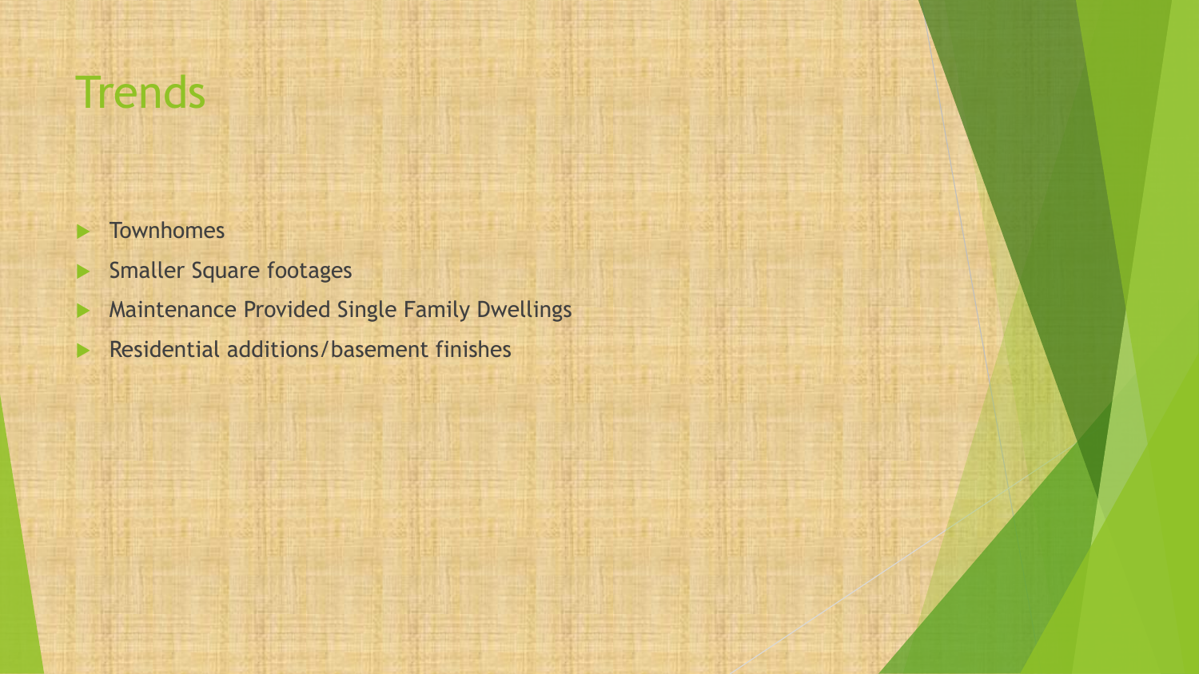# Trends

- Townhomes
- Smaller Square footages
- Maintenance Provided Single Family Dwellings
- Residential additions/basement finishes